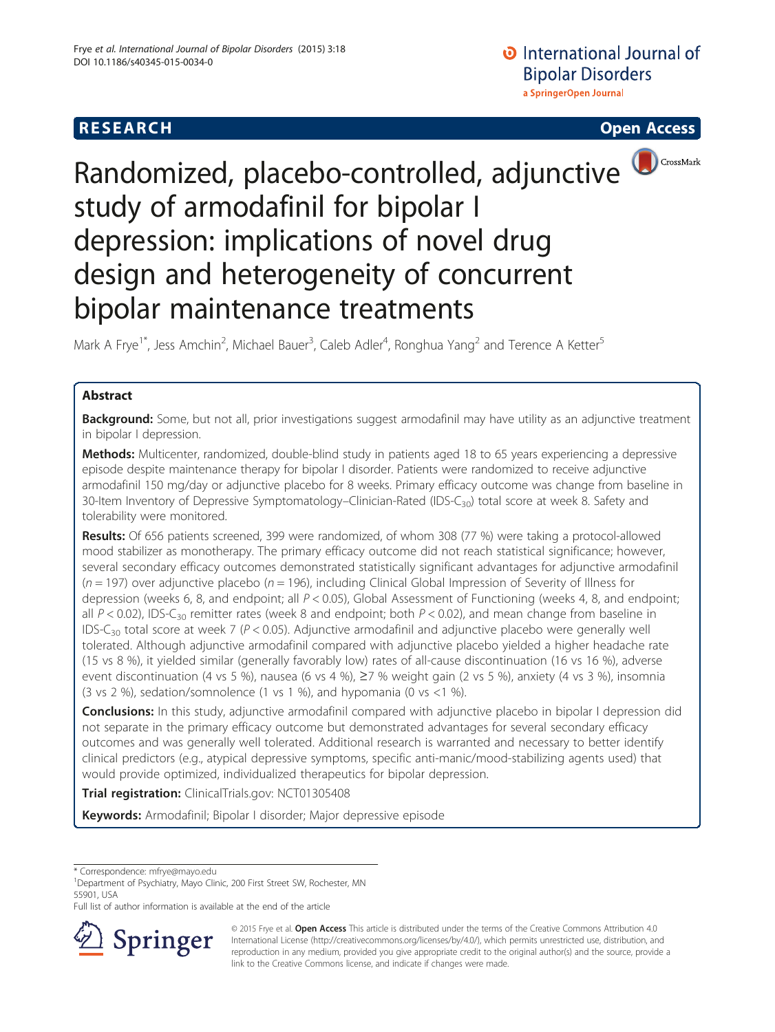RESEARCH

Open Access

# Randomized, placebo-controlled, adjunctive study of armodafinil for bipolar I depression: implications of novel drug design and heterogeneity of concurrent bipolar maintenance treatments

Mark A Frye[1*], Jess Amchin[2], Michael Bauer[3], Caleb Adler[4], Ronghua Yang[2] and Terence A Ketter[5]

## Abstract

**Background:** Some, but not all, prior investigations suggest armodafinil may have utility as an adjunctive treatment in bipolar I depression.

**Methods:** Multicenter, randomized, double-blind study in patients aged 18 to 65 years experiencing a depressive episode despite maintenance therapy for bipolar I disorder. Patients were randomized to receive adjunctive armodafinil 150 mg/day or adjunctive placebo for 8 weeks. Primary efficacy outcome was change from baseline in 30-Item Inventory of Depressive Symptomatology–Clinician-Rated (IDS-$C_{30}$) total score at week 8. Safety and tolerability were monitored.

**Results:** Of 656 patients screened, 399 were randomized, of whom 308 (77 %) were taking a protocol-allowed mood stabilizer as monotherapy. The primary efficacy outcome did not reach statistical significance; however, several secondary efficacy outcomes demonstrated statistically significant advantages for adjunctive armodafinil ($n = 197$) over adjunctive placebo ($n = 196$), including Clinical Global Impression of Severity of Illness for depression (weeks 6, 8, and endpoint; all $P < 0.05$), Global Assessment of Functioning (weeks 4, 8, and endpoint; all $P < 0.02$), IDS-$C_{30}$ remitter rates (week 8 and endpoint; both $P < 0.02$), and mean change from baseline in IDS-$C_{30}$ total score at week 7 ($P < 0.05$). Adjunctive armodafinil and adjunctive placebo were generally well tolerated. Although adjunctive armodafinil compared with adjunctive placebo yielded a higher headache rate (15 vs 8 %), it yielded similar (generally favorably low) rates of all-cause discontinuation (16 vs 16 %), adverse event discontinuation (4 vs 5 %), nausea (6 vs 4 %), ≥7 % weight gain (2 vs 5 %), anxiety (4 vs 3 %), insomnia (3 vs 2 %), sedation/somnolence (1 vs 1 %), and hypomania (0 vs <1 %).

**Conclusions:** In this study, adjunctive armodafinil compared with adjunctive placebo in bipolar I depression did not separate in the primary efficacy outcome but demonstrated advantages for several secondary efficacy outcomes and was generally well tolerated. Additional research is warranted and necessary to better identify clinical predictors (e.g., atypical depressive symptoms, specific anti-manic/mood-stabilizing agents used) that would provide optimized, individualized therapeutics for bipolar depression.

**Trial registration:** ClinicalTrials.gov: NCT01305408

**Keywords:** Armodafinil; Bipolar I disorder; Major depressive episode

\* Correspondence: mfrye@mayo.edu

[1]Department of Psychiatry, Mayo Clinic, 200 First Street SW, Rochester, MN 55901, USA

Full list of author information is available at the end of the article

© 2015 Frye et al. **Open Access** This article is distributed under the terms of the Creative Commons Attribution 4.0 International License (http://creativecommons.org/licenses/by/4.0/), which permits unrestricted use, distribution, and reproduction in any medium, provided you give appropriate credit to the original author(s) and the source, provide a link to the Creative Commons license, and indicate if changes were made.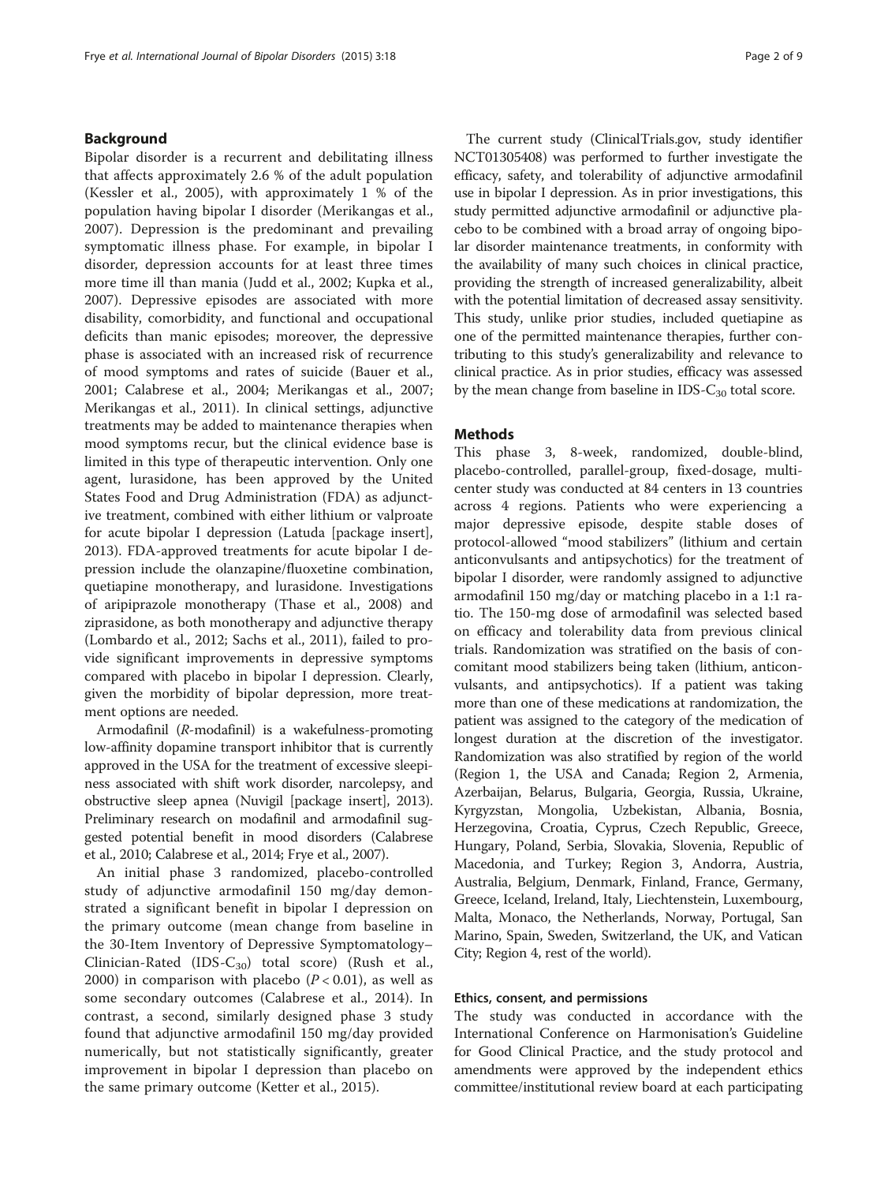## Background

Bipolar disorder is a recurrent and debilitating illness that affects approximately 2.6 % of the adult population (Kessler et al., 2005), with approximately 1 % of the population having bipolar I disorder (Merikangas et al., 2007). Depression is the predominant and prevailing symptomatic illness phase. For example, in bipolar I disorder, depression accounts for at least three times more time ill than mania (Judd et al., 2002; Kupka et al., 2007). Depressive episodes are associated with more disability, comorbidity, and functional and occupational deficits than manic episodes; moreover, the depressive phase is associated with an increased risk of recurrence of mood symptoms and rates of suicide (Bauer et al., 2001; Calabrese et al., 2004; Merikangas et al., 2007; Merikangas et al., 2011). In clinical settings, adjunctive treatments may be added to maintenance therapies when mood symptoms recur, but the clinical evidence base is limited in this type of therapeutic intervention. Only one agent, lurasidone, has been approved by the United States Food and Drug Administration (FDA) as adjunctive treatment, combined with either lithium or valproate for acute bipolar I depression (Latuda [package insert], 2013). FDA-approved treatments for acute bipolar I depression include the olanzapine/fluoxetine combination, quetiapine monotherapy, and lurasidone. Investigations of aripiprazole monotherapy (Thase et al., 2008) and ziprasidone, as both monotherapy and adjunctive therapy (Lombardo et al., 2012; Sachs et al., 2011), failed to provide significant improvements in depressive symptoms compared with placebo in bipolar I depression. Clearly, given the morbidity of bipolar depression, more treatment options are needed.

Armodafinil (*R*-modafinil) is a wakefulness-promoting low-affinity dopamine transport inhibitor that is currently approved in the USA for the treatment of excessive sleepiness associated with shift work disorder, narcolepsy, and obstructive sleep apnea (Nuvigil [package insert], 2013). Preliminary research on modafinil and armodafinil suggested potential benefit in mood disorders (Calabrese et al., 2010; Calabrese et al., 2014; Frye et al., 2007).

An initial phase 3 randomized, placebo-controlled study of adjunctive armodafinil 150 mg/day demonstrated a significant benefit in bipolar I depression on the primary outcome (mean change from baseline in the 30-Item Inventory of Depressive Symptomatology–Clinician-Rated (IDS-$C_{30}$) total score) (Rush et al., 2000) in comparison with placebo ($P < 0.01$), as well as some secondary outcomes (Calabrese et al., 2014). In contrast, a second, similarly designed phase 3 study found that adjunctive armodafinil 150 mg/day provided numerically, but not statistically significantly, greater improvement in bipolar I depression than placebo on the same primary outcome (Ketter et al., 2015).

The current study (ClinicalTrials.gov, study identifier NCT01305408) was performed to further investigate the efficacy, safety, and tolerability of adjunctive armodafinil use in bipolar I depression. As in prior investigations, this study permitted adjunctive armodafinil or adjunctive placebo to be combined with a broad array of ongoing bipolar disorder maintenance treatments, in conformity with the availability of many such choices in clinical practice, providing the strength of increased generalizability, albeit with the potential limitation of decreased assay sensitivity. This study, unlike prior studies, included quetiapine as one of the permitted maintenance therapies, further contributing to this study's generalizability and relevance to clinical practice. As in prior studies, efficacy was assessed by the mean change from baseline in IDS-$C_{30}$ total score.

## Methods

This phase 3, 8-week, randomized, double-blind, placebo-controlled, parallel-group, fixed-dosage, multicenter study was conducted at 84 centers in 13 countries across 4 regions. Patients who were experiencing a major depressive episode, despite stable doses of protocol-allowed "mood stabilizers" (lithium and certain anticonvulsants and antipsychotics) for the treatment of bipolar I disorder, were randomly assigned to adjunctive armodafinil 150 mg/day or matching placebo in a 1:1 ratio. The 150-mg dose of armodafinil was selected based on efficacy and tolerability data from previous clinical trials. Randomization was stratified on the basis of concomitant mood stabilizers being taken (lithium, anticonvulsants, and antipsychotics). If a patient was taking more than one of these medications at randomization, the patient was assigned to the category of the medication of longest duration at the discretion of the investigator. Randomization was also stratified by region of the world (Region 1, the USA and Canada; Region 2, Armenia, Azerbaijan, Belarus, Bulgaria, Georgia, Russia, Ukraine, Kyrgyzstan, Mongolia, Uzbekistan, Albania, Bosnia, Herzegovina, Croatia, Cyprus, Czech Republic, Greece, Hungary, Poland, Serbia, Slovakia, Slovenia, Republic of Macedonia, and Turkey; Region 3, Andorra, Austria, Australia, Belgium, Denmark, Finland, France, Germany, Greece, Iceland, Ireland, Italy, Liechtenstein, Luxembourg, Malta, Monaco, the Netherlands, Norway, Portugal, San Marino, Spain, Sweden, Switzerland, the UK, and Vatican City; Region 4, rest of the world).

### Ethics, consent, and permissions

The study was conducted in accordance with the International Conference on Harmonisation's Guideline for Good Clinical Practice, and the study protocol and amendments were approved by the independent ethics committee/institutional review board at each participating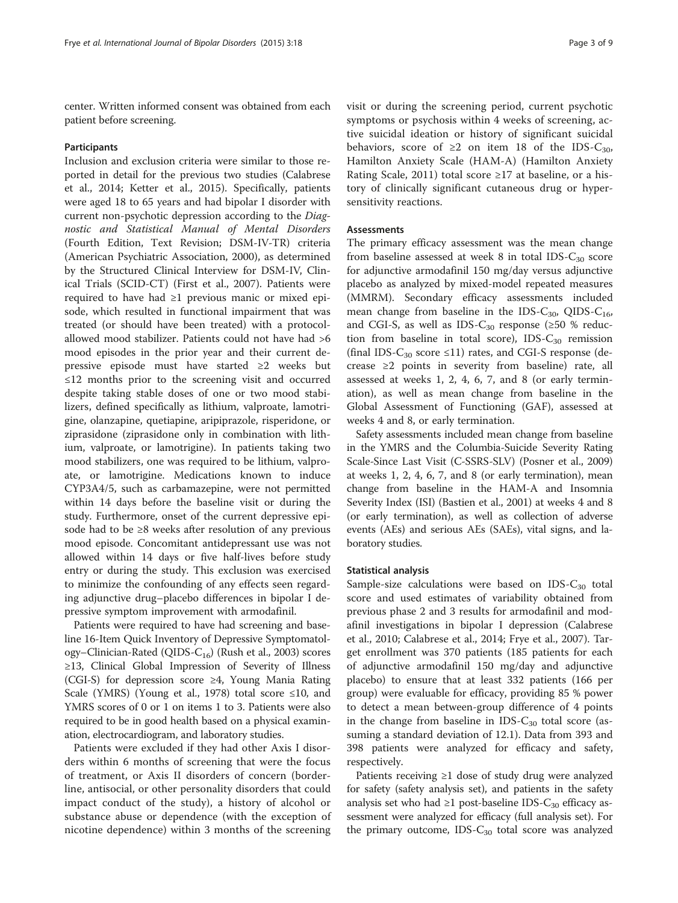center. Written informed consent was obtained from each patient before screening.

### Participants

Inclusion and exclusion criteria were similar to those reported in detail for the previous two studies (Calabrese et al., 2014; Ketter et al., 2015). Specifically, patients were aged 18 to 65 years and had bipolar I disorder with current non-psychotic depression according to the *Diagnostic and Statistical Manual of Mental Disorders* (Fourth Edition, Text Revision; DSM-IV-TR) criteria (American Psychiatric Association, 2000), as determined by the Structured Clinical Interview for DSM-IV, Clinical Trials (SCID-CT) (First et al., 2007). Patients were required to have had ≥1 previous manic or mixed episode, which resulted in functional impairment that was treated (or should have been treated) with a protocol-allowed mood stabilizer. Patients could not have had >6 mood episodes in the prior year and their current depressive episode must have started ≥2 weeks but ≤12 months prior to the screening visit and occurred despite taking stable doses of one or two mood stabilizers, defined specifically as lithium, valproate, lamotrigine, olanzapine, quetiapine, aripiprazole, risperidone, or ziprasidone (ziprasidone only in combination with lithium, valproate, or lamotrigine). In patients taking two mood stabilizers, one was required to be lithium, valproate, or lamotrigine. Medications known to induce CYP3A4/5, such as carbamazepine, were not permitted within 14 days before the baseline visit or during the study. Furthermore, onset of the current depressive episode had to be ≥8 weeks after resolution of any previous mood episode. Concomitant antidepressant use was not allowed within 14 days or five half-lives before study entry or during the study. This exclusion was exercised to minimize the confounding of any effects seen regarding adjunctive drug–placebo differences in bipolar I depressive symptom improvement with armodafinil.

Patients were required to have had screening and baseline 16-Item Quick Inventory of Depressive Symptomatology–Clinician-Rated (QIDS-$C_{16}$) (Rush et al., 2003) scores ≥13, Clinical Global Impression of Severity of Illness (CGI-S) for depression score ≥4, Young Mania Rating Scale (YMRS) (Young et al., 1978) total score ≤10, and YMRS scores of 0 or 1 on items 1 to 3. Patients were also required to be in good health based on a physical examination, electrocardiogram, and laboratory studies.

Patients were excluded if they had other Axis I disorders within 6 months of screening that were the focus of treatment, or Axis II disorders of concern (borderline, antisocial, or other personality disorders that could impact conduct of the study), a history of alcohol or substance abuse or dependence (with the exception of nicotine dependence) within 3 months of the screening visit or during the screening period, current psychotic symptoms or psychosis within 4 weeks of screening, active suicidal ideation or history of significant suicidal behaviors, score of ≥2 on item 18 of the IDS-$C_{30}$, Hamilton Anxiety Scale (HAM-A) (Hamilton Anxiety Rating Scale, 2011) total score ≥17 at baseline, or a history of clinically significant cutaneous drug or hypersensitivity reactions.

### Assessments

The primary efficacy assessment was the mean change from baseline assessed at week 8 in total IDS-$C_{30}$ score for adjunctive armodafinil 150 mg/day versus adjunctive placebo as analyzed by mixed-model repeated measures (MMRM). Secondary efficacy assessments included mean change from baseline in the IDS-$C_{30}$, QIDS-$C_{16}$, and CGI-S, as well as IDS-$C_{30}$ response (≥50 % reduction from baseline in total score), IDS-$C_{30}$ remission (final IDS-$C_{30}$ score ≤11) rates, and CGI-S response (decrease ≥2 points in severity from baseline) rate, all assessed at weeks 1, 2, 4, 6, 7, and 8 (or early termination), as well as mean change from baseline in the Global Assessment of Functioning (GAF), assessed at weeks 4 and 8, or early termination.

Safety assessments included mean change from baseline in the YMRS and the Columbia-Suicide Severity Rating Scale-Since Last Visit (C-SSRS-SLV) (Posner et al., 2009) at weeks 1, 2, 4, 6, 7, and 8 (or early termination), mean change from baseline in the HAM-A and Insomnia Severity Index (ISI) (Bastien et al., 2001) at weeks 4 and 8 (or early termination), as well as collection of adverse events (AEs) and serious AEs (SAEs), vital signs, and laboratory studies.

### Statistical analysis

Sample-size calculations were based on IDS-$C_{30}$ total score and used estimates of variability obtained from previous phase 2 and 3 results for armodafinil and modafinil investigations in bipolar I depression (Calabrese et al., 2010; Calabrese et al., 2014; Frye et al., 2007). Target enrollment was 370 patients (185 patients for each of adjunctive armodafinil 150 mg/day and adjunctive placebo) to ensure that at least 332 patients (166 per group) were evaluable for efficacy, providing 85 % power to detect a mean between-group difference of 4 points in the change from baseline in IDS-$C_{30}$ total score (assuming a standard deviation of 12.1). Data from 393 and 398 patients were analyzed for efficacy and safety, respectively.

Patients receiving ≥1 dose of study drug were analyzed for safety (safety analysis set), and patients in the safety analysis set who had ≥1 post-baseline IDS-$C_{30}$ efficacy assessment were analyzed for efficacy (full analysis set). For the primary outcome, IDS-$C_{30}$ total score was analyzed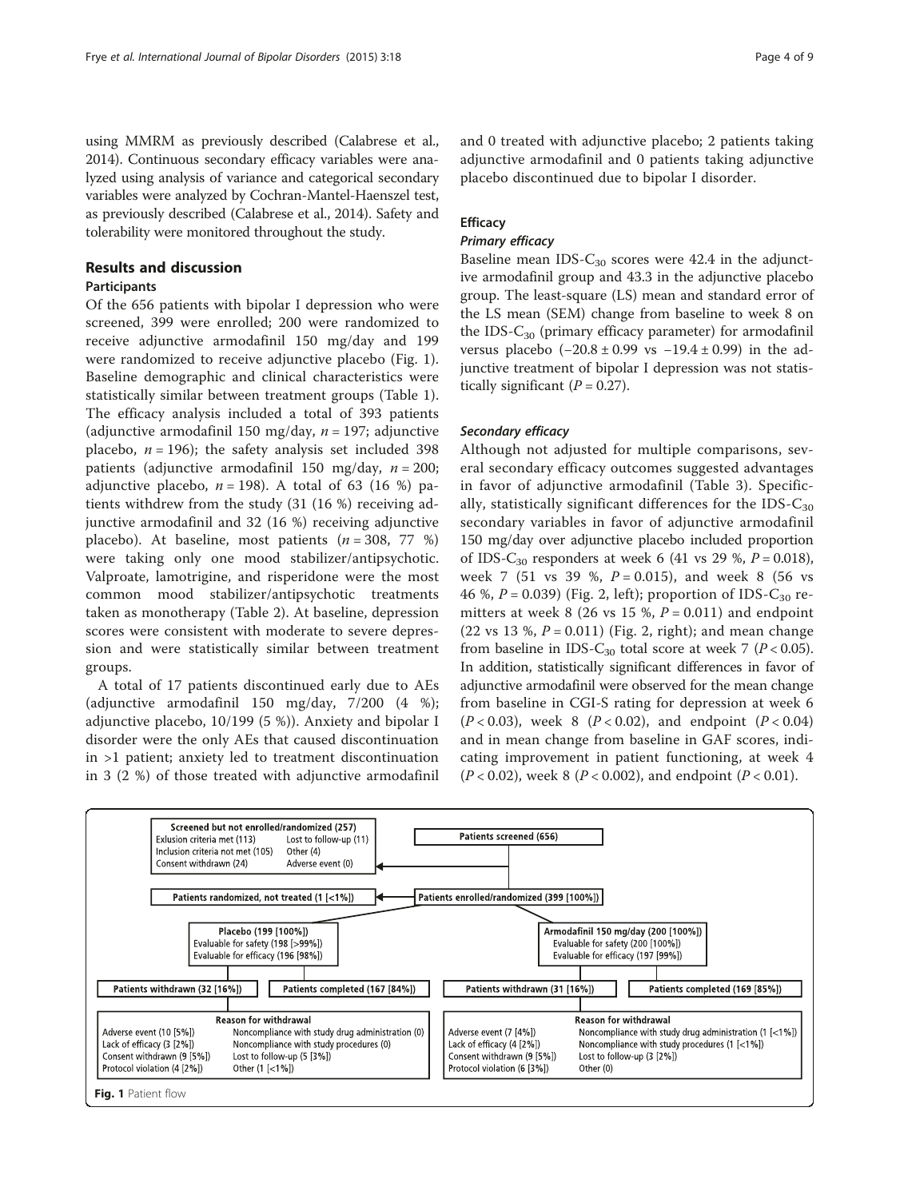using MMRM as previously described (Calabrese et al., 2014). Continuous secondary efficacy variables were analyzed using analysis of variance and categorical secondary variables were analyzed by Cochran-Mantel-Haenszel test, as previously described (Calabrese et al., 2014). Safety and tolerability were monitored throughout the study.

## Results and discussion

### Participants

Of the 656 patients with bipolar I depression who were screened, 399 were enrolled; 200 were randomized to receive adjunctive armodafinil 150 mg/day and 199 were randomized to receive adjunctive placebo (Fig. 1). Baseline demographic and clinical characteristics were statistically similar between treatment groups (Table 1). The efficacy analysis included a total of 393 patients (adjunctive armodafinil 150 mg/day, $n = 197$; adjunctive placebo, $n = 196$); the safety analysis set included 398 patients (adjunctive armodafinil 150 mg/day, $n = 200$; adjunctive placebo, $n = 198$). A total of 63 (16 %) patients withdrew from the study (31 (16 %) receiving adjunctive armodafinil and 32 (16 %) receiving adjunctive placebo). At baseline, most patients ($n = 308$, 77 %) were taking only one mood stabilizer/antipsychotic. Valproate, lamotrigine, and risperidone were the most common mood stabilizer/antipsychotic treatments taken as monotherapy (Table 2). At baseline, depression scores were consistent with moderate to severe depression and were statistically similar between treatment groups.

A total of 17 patients discontinued early due to AEs (adjunctive armodafinil 150 mg/day, 7/200 (4 %); adjunctive placebo, 10/199 (5 %)). Anxiety and bipolar I disorder were the only AEs that caused discontinuation in >1 patient; anxiety led to treatment discontinuation in 3 (2 %) of those treated with adjunctive armodafinil and 0 treated with adjunctive placebo; 2 patients taking adjunctive armodafinil and 0 patients taking adjunctive placebo discontinued due to bipolar I disorder.

### Efficacy

#### *Primary efficacy*

Baseline mean IDS-$C_{30}$ scores were 42.4 in the adjunctive armodafinil group and 43.3 in the adjunctive placebo group. The least-square (LS) mean and standard error of the LS mean (SEM) change from baseline to week 8 on the IDS-$C_{30}$ (primary efficacy parameter) for armodafinil versus placebo ($-20.8 \pm 0.99$ vs $-19.4 \pm 0.99$) in the adjunctive treatment of bipolar I depression was not statistically significant ($P = 0.27$).

#### *Secondary efficacy*

Although not adjusted for multiple comparisons, several secondary efficacy outcomes suggested advantages in favor of adjunctive armodafinil (Table 3). Specifically, statistically significant differences for the IDS-$C_{30}$ secondary variables in favor of adjunctive armodafinil 150 mg/day over adjunctive placebo included proportion of IDS-$C_{30}$ responders at week 6 (41 vs 29 %, $P = 0.018$), week 7 (51 vs 39 %, $P = 0.015$), and week 8 (56 vs 46 %, $P = 0.039$) (Fig. 2, left); proportion of IDS-$C_{30}$ remitters at week 8 (26 vs 15 %, $P = 0.011$) and endpoint (22 vs 13 %, $P = 0.011$) (Fig. 2, right); and mean change from baseline in IDS-$C_{30}$ total score at week 7 ($P < 0.05$). In addition, statistically significant differences in favor of adjunctive armodafinil were observed for the mean change from baseline in CGI-S rating for depression at week 6 ($P < 0.03$), week 8 ($P < 0.02$), and endpoint ($P < 0.04$) and in mean change from baseline in GAF scores, indicating improvement in patient functioning, at week 4 ($P < 0.02$), week 8 ($P < 0.002$), and endpoint ($P < 0.01$).

**Screened but not enrolled/randomized (257)**
Exlusion criteria met (113) — Lost to follow-up (11)
Inclusion criteria not met (105) — Other (4)
Consent withdrawn (24) — Adverse event (0)

**Patients screened (656)**

**Patients randomized, not treated (1 [<1%])**

**Patients enrolled/randomized (399 [100%])**

**Placebo (199 [100%])**
Evaluable for safety (198 [>99%])
Evaluable for efficacy (196 [98%])

**Armodafinil 150 mg/day (200 [100%])**
Evaluable for safety (200 [100%])
Evaluable for efficacy (197 [99%])

**Patients withdrawn (32 [16%])** — **Patients completed (167 [84%])**

**Patients withdrawn (31 [16%])** — **Patients completed (169 [85%])**

**Reason for withdrawal (Placebo)**
Adverse event (10 [5%]) — Noncompliance with study drug administration (0)
Lack of efficacy (3 [2%]) — Noncompliance with study procedures (0)
Consent withdrawn (9 [5%]) — Lost to follow-up (5 [3%])
Protocol violation (4 [2%]) — Other (1 [<1%])

**Reason for withdrawal (Armodafinil)**
Adverse event (7 [4%]) — Noncompliance with study drug administration (1 [<1%])
Lack of efficacy (4 [2%]) — Noncompliance with study procedures (1 [<1%])
Consent withdrawn (9 [5%]) — Lost to follow-up (3 [2%])
Protocol violation (6 [3%]) — Other (0)

**Fig. 1** Patient flow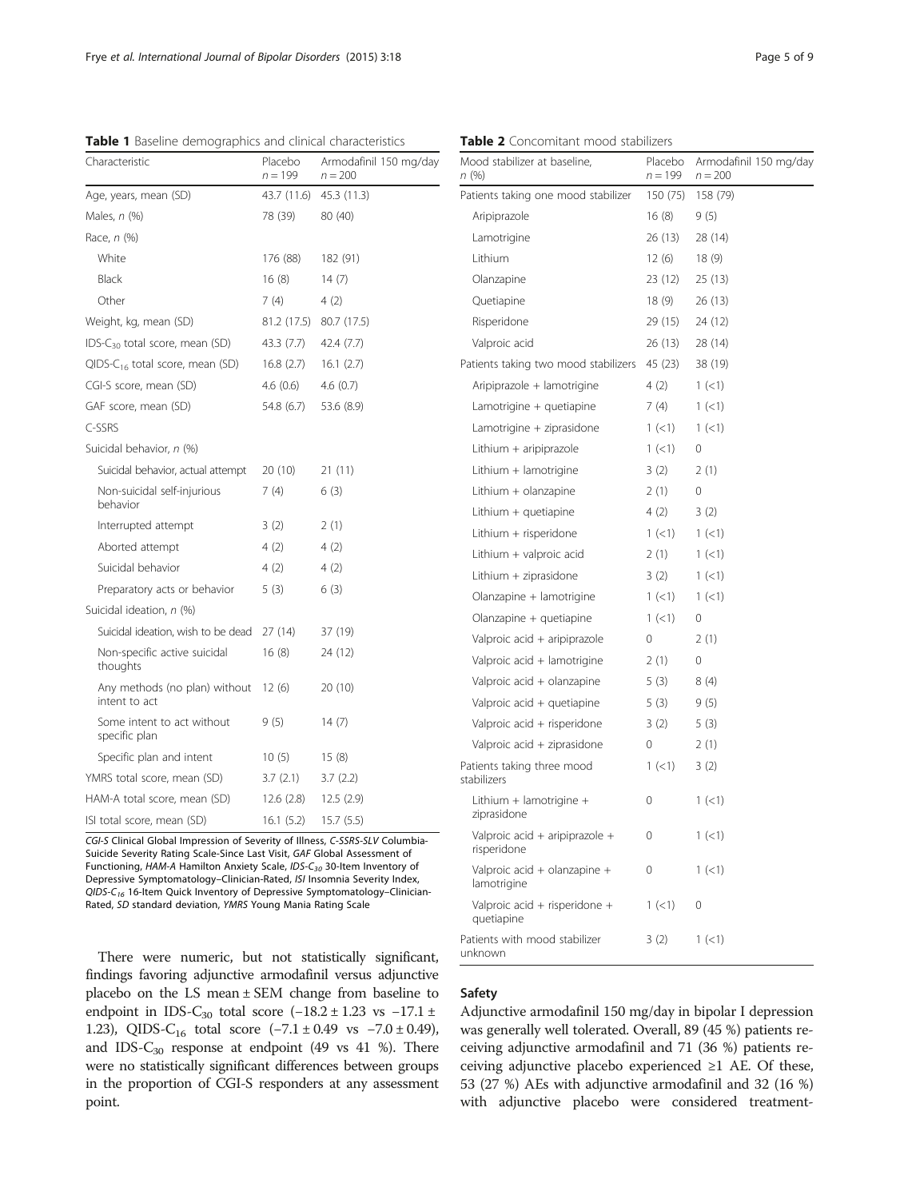**Table 1** Baseline demographics and clinical characteristics

| Characteristic | Placebo $n = 199$ | Armodafinil 150 mg/day $n = 200$ |
|---|---|---|
| Age, years, mean (SD) | 43.7 (11.6) | 45.3 (11.3) |
| Males, n (%) | 78 (39) | 80 (40) |
| Race, n (%) | | |
| White | 176 (88) | 182 (91) |
| Black | 16 (8) | 14 (7) |
| Other | 7 (4) | 4 (2) |
| Weight, kg, mean (SD) | 81.2 (17.5) | 80.7 (17.5) |
| IDS-$C_{30}$ total score, mean (SD) | 43.3 (7.7) | 42.4 (7.7) |
| QIDS-$C_{16}$ total score, mean (SD) | 16.8 (2.7) | 16.1 (2.7) |
| CGI-S score, mean (SD) | 4.6 (0.6) | 4.6 (0.7) |
| GAF score, mean (SD) | 54.8 (6.7) | 53.6 (8.9) |
| C-SSRS | | |
| Suicidal behavior, n (%) | | |
| Suicidal behavior, actual attempt | 20 (10) | 21 (11) |
| Non-suicidal self-injurious behavior | 7 (4) | 6 (3) |
| Interrupted attempt | 3 (2) | 2 (1) |
| Aborted attempt | 4 (2) | 4 (2) |
| Suicidal behavior | 4 (2) | 4 (2) |
| Preparatory acts or behavior | 5 (3) | 6 (3) |
| Suicidal ideation, n (%) | | |
| Suicidal ideation, wish to be dead | 27 (14) | 37 (19) |
| Non-specific active suicidal thoughts | 16 (8) | 24 (12) |
| Any methods (no plan) without intent to act | 12 (6) | 20 (10) |
| Some intent to act without specific plan | 9 (5) | 14 (7) |
| Specific plan and intent | 10 (5) | 15 (8) |
| YMRS total score, mean (SD) | 3.7 (2.1) | 3.7 (2.2) |
| HAM-A total score, mean (SD) | 12.6 (2.8) | 12.5 (2.9) |
| ISI total score, mean (SD) | 16.1 (5.2) | 15.7 (5.5) |

*CGI-S* Clinical Global Impression of Severity of Illness, *C-SSRS-SLV* Columbia-Suicide Severity Rating Scale-Since Last Visit, *GAF* Global Assessment of Functioning, *HAM-A* Hamilton Anxiety Scale, *IDS-$C_{30}$* 30-Item Inventory of Depressive Symptomatology–Clinician-Rated, *ISI* Insomnia Severity Index, *QIDS-$C_{16}$* 16-Item Quick Inventory of Depressive Symptomatology–Clinician-Rated, *SD* standard deviation, *YMRS* Young Mania Rating Scale

There were numeric, but not statistically significant, findings favoring adjunctive armodafinil versus adjunctive placebo on the LS mean ± SEM change from baseline to endpoint in IDS-$C_{30}$ total score (−18.2 ± 1.23 vs −17.1 ± 1.23), QIDS-$C_{16}$ total score (−7.1 ± 0.49 vs −7.0 ± 0.49), and IDS-$C_{30}$ response at endpoint (49 vs 41 %). There were no statistically significant differences between groups in the proportion of CGI-S responders at any assessment point.

**Table 2** Concomitant mood stabilizers

| Mood stabilizer at baseline, n (%) | Placebo $n = 199$ | Armodafinil 150 mg/day $n = 200$ |
|---|---|---|
| Patients taking one mood stabilizer | 150 (75) | 158 (79) |
| Aripiprazole | 16 (8) | 9 (5) |
| Lamotrigine | 26 (13) | 28 (14) |
| Lithium | 12 (6) | 18 (9) |
| Olanzapine | 23 (12) | 25 (13) |
| Quetiapine | 18 (9) | 26 (13) |
| Risperidone | 29 (15) | 24 (12) |
| Valproic acid | 26 (13) | 28 (14) |
| Patients taking two mood stabilizers | 45 (23) | 38 (19) |
| Aripiprazole + lamotrigine | 4 (2) | 1 (<1) |
| Lamotrigine + quetiapine | 7 (4) | 1 (<1) |
| Lamotrigine + ziprasidone | 1 (<1) | 1 (<1) |
| Lithium + aripiprazole | 1 (<1) | 0 |
| Lithium + lamotrigine | 3 (2) | 2 (1) |
| Lithium + olanzapine | 2 (1) | 0 |
| Lithium + quetiapine | 4 (2) | 3 (2) |
| Lithium + risperidone | 1 (<1) | 1 (<1) |
| Lithium + valproic acid | 2 (1) | 1 (<1) |
| Lithium + ziprasidone | 3 (2) | 1 (<1) |
| Olanzapine + lamotrigine | 1 (<1) | 1 (<1) |
| Olanzapine + quetiapine | 1 (<1) | 0 |
| Valproic acid + aripiprazole | 0 | 2 (1) |
| Valproic acid + lamotrigine | 2 (1) | 0 |
| Valproic acid + olanzapine | 5 (3) | 8 (4) |
| Valproic acid + quetiapine | 5 (3) | 9 (5) |
| Valproic acid + risperidone | 3 (2) | 5 (3) |
| Valproic acid + ziprasidone | 0 | 2 (1) |
| Patients taking three mood stabilizers | 1 (<1) | 3 (2) |
| Lithium + lamotrigine + ziprasidone | 0 | 1 (<1) |
| Valproic acid + aripiprazole + risperidone | 0 | 1 (<1) |
| Valproic acid + olanzapine + lamotrigine | 0 | 1 (<1) |
| Valproic acid + risperidone + quetiapine | 1 (<1) | 0 |
| Patients with mood stabilizer unknown | 3 (2) | 1 (<1) |

### Safety

Adjunctive armodafinil 150 mg/day in bipolar I depression was generally well tolerated. Overall, 89 (45 %) patients receiving adjunctive armodafinil and 71 (36 %) patients receiving adjunctive placebo experienced ≥1 AE. Of these, 53 (27 %) AEs with adjunctive armodafinil and 32 (16 %) with adjunctive placebo were considered treatment-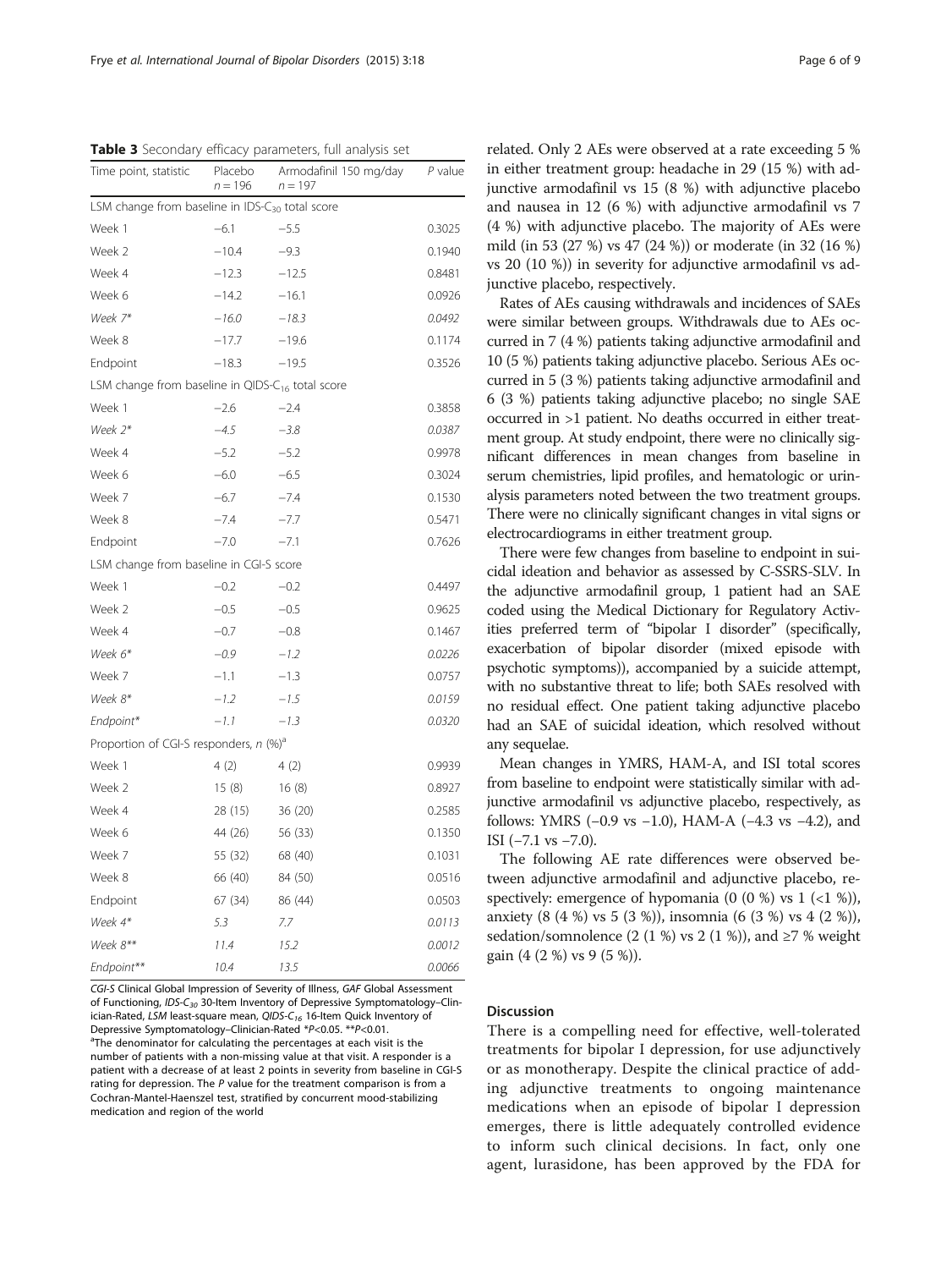**Table 3** Secondary efficacy parameters, full analysis set

| Time point, statistic | Placebo $n = 196$ | Armodafinil 150 mg/day $n = 197$ | $P$ value |
|---|---|---|---|
| LSM change from baseline in IDS-$C_{30}$ total score | | | |
| Week 1 | −6.1 | −5.5 | 0.3025 |
| Week 2 | −10.4 | −9.3 | 0.1940 |
| Week 4 | −12.3 | −12.5 | 0.8481 |
| Week 6 | −14.2 | −16.1 | 0.0926 |
| *Week 7** | *−16.0* | *−18.3* | *0.0492* |
| Week 8 | −17.7 | −19.6 | 0.1174 |
| Endpoint | −18.3 | −19.5 | 0.3526 |
| LSM change from baseline in QIDS-$C_{16}$ total score | | | |
| Week 1 | −2.6 | −2.4 | 0.3858 |
| *Week 2** | *−4.5* | *−3.8* | *0.0387* |
| Week 4 | −5.2 | −5.2 | 0.9978 |
| Week 6 | −6.0 | −6.5 | 0.3024 |
| Week 7 | −6.7 | −7.4 | 0.1530 |
| Week 8 | −7.4 | −7.7 | 0.5471 |
| Endpoint | −7.0 | −7.1 | 0.7626 |
| LSM change from baseline in CGI-S score | | | |
| Week 1 | −0.2 | −0.2 | 0.4497 |
| Week 2 | −0.5 | −0.5 | 0.9625 |
| Week 4 | −0.7 | −0.8 | 0.1467 |
| *Week 6** | *−0.9* | *−1.2* | *0.0226* |
| Week 7 | −1.1 | −1.3 | 0.0757 |
| *Week 8** | *−1.2* | *−1.5* | *0.0159* |
| *Endpoint** | *−1.1* | *−1.3* | *0.0320* |
| Proportion of CGI-S responders, n (%)[a] | | | |
| Week 1 | 4 (2) | 4 (2) | 0.9939 |
| Week 2 | 15 (8) | 16 (8) | 0.8927 |
| Week 4 | 28 (15) | 36 (20) | 0.2585 |
| Week 6 | 44 (26) | 56 (33) | 0.1350 |
| Week 7 | 55 (32) | 68 (40) | 0.1031 |
| Week 8 | 66 (40) | 84 (50) | 0.0516 |
| Endpoint | 67 (34) | 86 (44) | 0.0503 |
| *Week 4** | *5.3* | *7.7* | *0.0113* |
| *Week 8*** | *11.4* | *15.2* | *0.0012* |
| *Endpoint*** | *10.4* | *13.5* | *0.0066* |

*CGI-S* Clinical Global Impression of Severity of Illness, *GAF* Global Assessment of Functioning, *IDS-$C_{30}$* 30-Item Inventory of Depressive Symptomatology–Clinician-Rated, *LSM* least-square mean, *QIDS-$C_{16}$* 16-Item Quick Inventory of Depressive Symptomatology–Clinician-Rated *$P<0.05$. **$P<0.01$.
[a]The denominator for calculating the percentages at each visit is the number of patients with a non-missing value at that visit. A responder is a patient with a decrease of at least 2 points in severity from baseline in CGI-S rating for depression. The $P$ value for the treatment comparison is from a Cochran-Mantel-Haenszel test, stratified by concurrent mood-stabilizing medication and region of the world

related. Only 2 AEs were observed at a rate exceeding 5 % in either treatment group: headache in 29 (15 %) with adjunctive armodafinil vs 15 (8 %) with adjunctive placebo and nausea in 12 (6 %) with adjunctive armodafinil vs 7 (4 %) with adjunctive placebo. The majority of AEs were mild (in 53 (27 %) vs 47 (24 %)) or moderate (in 32 (16 %) vs 20 (10 %)) in severity for adjunctive armodafinil vs adjunctive placebo, respectively.

Rates of AEs causing withdrawals and incidences of SAEs were similar between groups. Withdrawals due to AEs occurred in 7 (4 %) patients taking adjunctive armodafinil and 10 (5 %) patients taking adjunctive placebo. Serious AEs occurred in 5 (3 %) patients taking adjunctive armodafinil and 6 (3 %) patients taking adjunctive placebo; no single SAE occurred in >1 patient. No deaths occurred in either treatment group. At study endpoint, there were no clinically significant differences in mean changes from baseline in serum chemistries, lipid profiles, and hematologic or urinalysis parameters noted between the two treatment groups. There were no clinically significant changes in vital signs or electrocardiograms in either treatment group.

There were few changes from baseline to endpoint in suicidal ideation and behavior as assessed by C-SSRS-SLV. In the adjunctive armodafinil group, 1 patient had an SAE coded using the Medical Dictionary for Regulatory Activities preferred term of "bipolar I disorder" (specifically, exacerbation of bipolar disorder (mixed episode with psychotic symptoms)), accompanied by a suicide attempt, with no substantive threat to life; both SAEs resolved with no residual effect. One patient taking adjunctive placebo had an SAE of suicidal ideation, which resolved without any sequelae.

Mean changes in YMRS, HAM-A, and ISI total scores from baseline to endpoint were statistically similar with adjunctive armodafinil vs adjunctive placebo, respectively, as follows: YMRS (−0.9 vs −1.0), HAM-A (−4.3 vs −4.2), and ISI (−7.1 vs −7.0).

The following AE rate differences were observed between adjunctive armodafinil and adjunctive placebo, respectively: emergence of hypomania (0 (0 %) vs 1 (<1 %)), anxiety (8 (4 %) vs 5 (3 %)), insomnia (6 (3 %) vs 4 (2 %)), sedation/somnolence (2 (1 %) vs 2 (1 %)), and ≥7 % weight gain (4 (2 %) vs 9 (5 %)).

## Discussion

There is a compelling need for effective, well-tolerated treatments for bipolar I depression, for use adjunctively or as monotherapy. Despite the clinical practice of adding adjunctive treatments to ongoing maintenance medications when an episode of bipolar I depression emerges, there is little adequately controlled evidence to inform such clinical decisions. In fact, only one agent, lurasidone, has been approved by the FDA for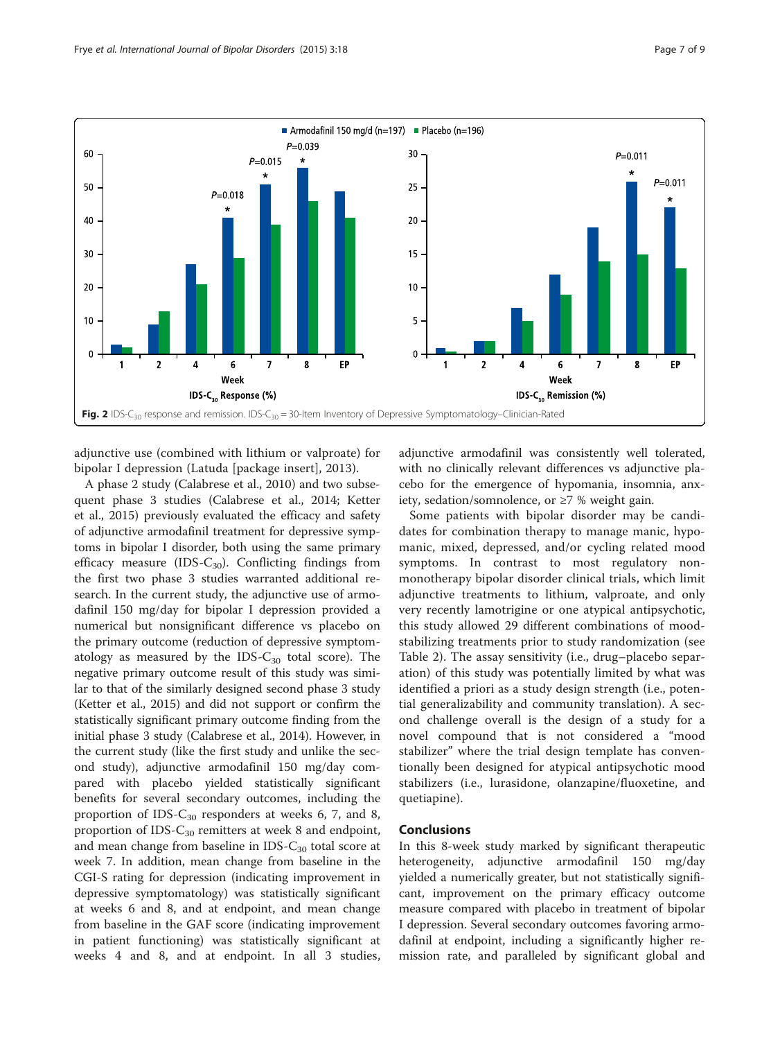Fig. 2 IDS-$C_{30}$ response and remission. IDS-$C_{30}$ = 30-Item Inventory of Depressive Symptomatology–Clinician-Rated

adjunctive use (combined with lithium or valproate) for bipolar I depression (Latuda [package insert], 2013).

A phase 2 study (Calabrese et al., 2010) and two subsequent phase 3 studies (Calabrese et al., 2014; Ketter et al., 2015) previously evaluated the efficacy and safety of adjunctive armodafinil treatment for depressive symptoms in bipolar I disorder, both using the same primary efficacy measure (IDS-$C_{30}$). Conflicting findings from the first two phase 3 studies warranted additional research. In the current study, the adjunctive use of armodafinil 150 mg/day for bipolar I depression provided a numerical but nonsignificant difference vs placebo on the primary outcome (reduction of depressive symptomatology as measured by the IDS-$C_{30}$ total score). The negative primary outcome result of this study was similar to that of the similarly designed second phase 3 study (Ketter et al., 2015) and did not support or confirm the statistically significant primary outcome finding from the initial phase 3 study (Calabrese et al., 2014). However, in the current study (like the first study and unlike the second study), adjunctive armodafinil 150 mg/day compared with placebo yielded statistically significant benefits for several secondary outcomes, including the proportion of IDS-$C_{30}$ responders at weeks 6, 7, and 8, proportion of IDS-$C_{30}$ remitters at week 8 and endpoint, and mean change from baseline in IDS-$C_{30}$ total score at week 7. In addition, mean change from baseline in the CGI-S rating for depression (indicating improvement in depressive symptomatology) was statistically significant at weeks 6 and 8, and at endpoint, and mean change from baseline in the GAF score (indicating improvement in patient functioning) was statistically significant at weeks 4 and 8, and at endpoint. In all 3 studies, adjunctive armodafinil was consistently well tolerated, with no clinically relevant differences vs adjunctive placebo for the emergence of hypomania, insomnia, anxiety, sedation/somnolence, or ≥7 % weight gain.

Some patients with bipolar disorder may be candidates for combination therapy to manage manic, hypomanic, mixed, depressed, and/or cycling related mood symptoms. In contrast to most regulatory non-monotherapy bipolar disorder clinical trials, which limit adjunctive treatments to lithium, valproate, and only very recently lamotrigine or one atypical antipsychotic, this study allowed 29 different combinations of mood-stabilizing treatments prior to study randomization (see Table 2). The assay sensitivity (i.e., drug–placebo separation) of this study was potentially limited by what was identified a priori as a study design strength (i.e., potential generalizability and community translation). A second challenge overall is the design of a study for a novel compound that is not considered a "mood stabilizer" where the trial design template has conventionally been designed for atypical antipsychotic mood stabilizers (i.e., lurasidone, olanzapine/fluoxetine, and quetiapine).

## Conclusions

In this 8-week study marked by significant therapeutic heterogeneity, adjunctive armodafinil 150 mg/day yielded a numerically greater, but not statistically significant, improvement on the primary efficacy outcome measure compared with placebo in treatment of bipolar I depression. Several secondary outcomes favoring armodafinil at endpoint, including a significantly higher remission rate, and paralleled by significant global and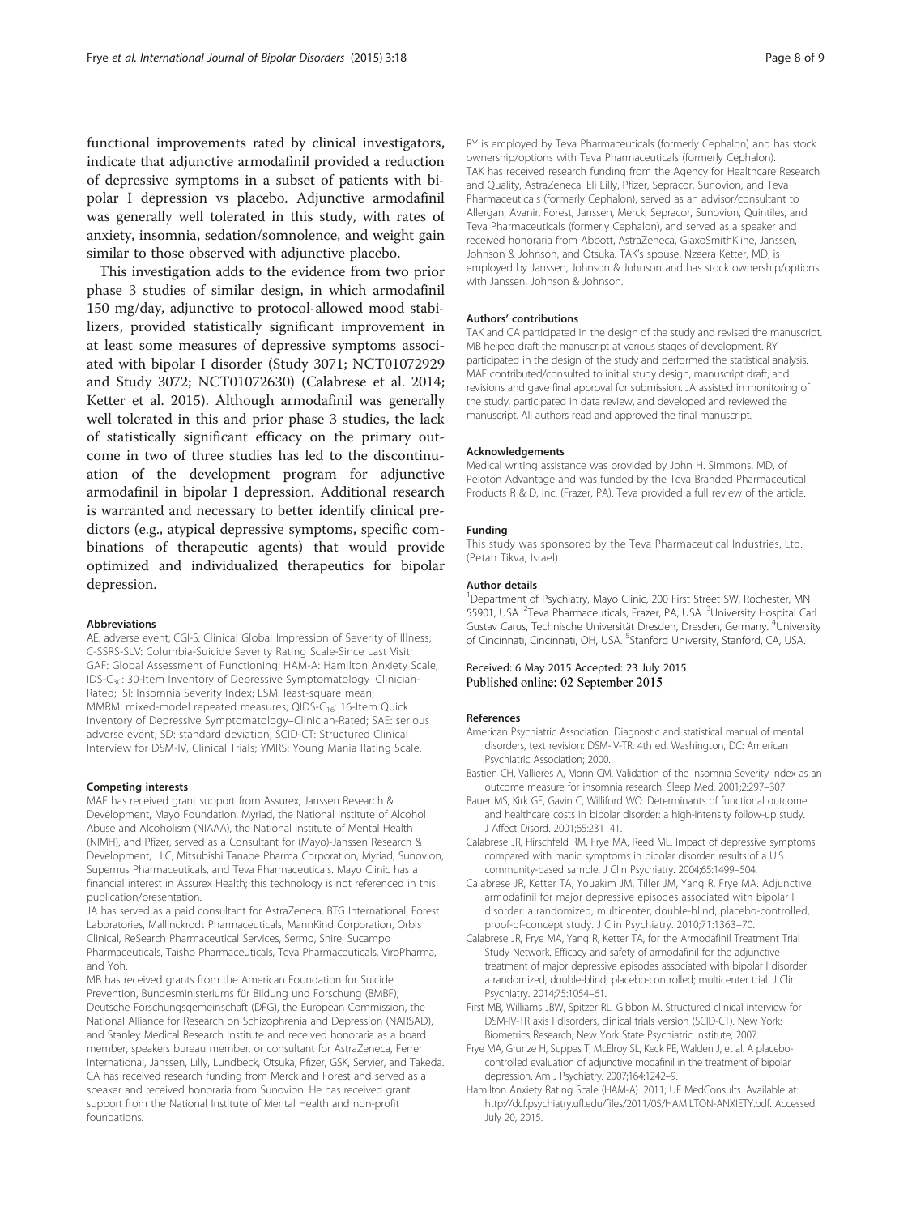functional improvements rated by clinical investigators, indicate that adjunctive armodafinil provided a reduction of depressive symptoms in a subset of patients with bipolar I depression vs placebo. Adjunctive armodafinil was generally well tolerated in this study, with rates of anxiety, insomnia, sedation/somnolence, and weight gain similar to those observed with adjunctive placebo.

This investigation adds to the evidence from two prior phase 3 studies of similar design, in which armodafinil 150 mg/day, adjunctive to protocol-allowed mood stabilizers, provided statistically significant improvement in at least some measures of depressive symptoms associated with bipolar I disorder (Study 3071; NCT01072929 and Study 3072; NCT01072630) (Calabrese et al. 2014; Ketter et al. 2015). Although armodafinil was generally well tolerated in this and prior phase 3 studies, the lack of statistically significant efficacy on the primary outcome in two of three studies has led to the discontinuation of the development program for adjunctive armodafinil in bipolar I depression. Additional research is warranted and necessary to better identify clinical predictors (e.g., atypical depressive symptoms, specific combinations of therapeutic agents) that would provide optimized and individualized therapeutics for bipolar depression.

#### Abbreviations

AE: adverse event; CGI-S: Clinical Global Impression of Severity of Illness; C-SSRS-SLV: Columbia-Suicide Severity Rating Scale-Since Last Visit; GAF: Global Assessment of Functioning; HAM-A: Hamilton Anxiety Scale; IDS-$C_{30}$: 30-Item Inventory of Depressive Symptomatology–Clinician-Rated; ISI: Insomnia Severity Index; LSM: least-square mean; MMRM: mixed-model repeated measures; QIDS-$C_{16}$: 16-Item Quick Inventory of Depressive Symptomatology–Clinician-Rated; SAE: serious adverse event; SD: standard deviation; SCID-CT: Structured Clinical Interview for DSM-IV, Clinical Trials; YMRS: Young Mania Rating Scale.

#### Competing interests

MAF has received grant support from Assurex, Janssen Research & Development, Mayo Foundation, Myriad, the National Institute of Alcohol Abuse and Alcoholism (NIAAA), the National Institute of Mental Health (NIMH), and Pfizer, served as a Consultant for (Mayo)-Janssen Research & Development, LLC, Mitsubishi Tanabe Pharma Corporation, Myriad, Sunovion, Supernus Pharmaceuticals, and Teva Pharmaceuticals. Mayo Clinic has a financial interest in Assurex Health; this technology is not referenced in this publication/presentation.

JA has served as a paid consultant for AstraZeneca, BTG International, Forest Laboratories, Mallinckrodt Pharmaceuticals, MannKind Corporation, Orbis Clinical, ReSearch Pharmaceutical Services, Sermo, Shire, Sucampo Pharmaceuticals, Taisho Pharmaceuticals, Teva Pharmaceuticals, ViroPharma, and Yoh.

MB has received grants from the American Foundation for Suicide Prevention, Bundesministeriums für Bildung und Forschung (BMBF), Deutsche Forschungsgemeinschaft (DFG), the European Commission, the National Alliance for Research on Schizophrenia and Depression (NARSAD), and Stanley Medical Research Institute and received honoraria as a board member, speakers bureau member, or consultant for AstraZeneca, Ferrer International, Janssen, Lilly, Lundbeck, Otsuka, Pfizer, GSK, Servier, and Takeda. CA has received research funding from Merck and Forest and served as a speaker and received honoraria from Sunovion. He has received grant support from the National Institute of Mental Health and non-profit foundations.

RY is employed by Teva Pharmaceuticals (formerly Cephalon) and has stock ownership/options with Teva Pharmaceuticals (formerly Cephalon). TAK has received research funding from the Agency for Healthcare Research and Quality, AstraZeneca, Eli Lilly, Pfizer, Sepracor, Sunovion, and Teva Pharmaceuticals (formerly Cephalon), served as an advisor/consultant to Allergan, Avanir, Forest, Janssen, Merck, Sepracor, Sunovion, Quintiles, and Teva Pharmaceuticals (formerly Cephalon), and served as a speaker and received honoraria from Abbott, AstraZeneca, GlaxoSmithKline, Janssen, Johnson & Johnson, and Otsuka. TAK's spouse, Nzeera Ketter, MD, is employed by Janssen, Johnson & Johnson and has stock ownership/options with Janssen, Johnson & Johnson.

#### Authors' contributions

TAK and CA participated in the design of the study and revised the manuscript. MB helped draft the manuscript at various stages of development. RY participated in the design of the study and performed the statistical analysis. MAF contributed/consulted to initial study design, manuscript draft, and revisions and gave final approval for submission. JA assisted in monitoring of the study, participated in data review, and developed and reviewed the manuscript. All authors read and approved the final manuscript.

#### Acknowledgements

Medical writing assistance was provided by John H. Simmons, MD, of Peloton Advantage and was funded by the Teva Branded Pharmaceutical Products R & D, Inc. (Frazer, PA). Teva provided a full review of the article.

#### Funding

This study was sponsored by the Teva Pharmaceutical Industries, Ltd. (Petah Tikva, Israel).

#### Author details

[1]Department of Psychiatry, Mayo Clinic, 200 First Street SW, Rochester, MN 55901, USA. [2]Teva Pharmaceuticals, Frazer, PA, USA. [3]University Hospital Carl Gustav Carus, Technische Universität Dresden, Dresden, Germany. [4]University of Cincinnati, Cincinnati, OH, USA. [5]Stanford University, Stanford, CA, USA.

Received: 6 May 2015 Accepted: 23 July 2015
Published online: 02 September 2015

#### References

American Psychiatric Association. Diagnostic and statistical manual of mental disorders, text revision: DSM-IV-TR. 4th ed. Washington, DC: American Psychiatric Association; 2000.

Bastien CH, Vallieres A, Morin CM. Validation of the Insomnia Severity Index as an outcome measure for insomnia research. Sleep Med. 2001;2:297–307.

Bauer MS, Kirk GF, Gavin C, Williford WO. Determinants of functional outcome and healthcare costs in bipolar disorder: a high-intensity follow-up study. J Affect Disord. 2001;65:231–41.

Calabrese JR, Hirschfeld RM, Frye MA, Reed ML. Impact of depressive symptoms compared with manic symptoms in bipolar disorder: results of a U.S. community-based sample. J Clin Psychiatry. 2004;65:1499–504.

Calabrese JR, Ketter TA, Youakim JM, Tiller JM, Yang R, Frye MA. Adjunctive armodafinil for major depressive episodes associated with bipolar I disorder: a randomized, multicenter, double-blind, placebo-controlled, proof-of-concept study. J Clin Psychiatry. 2010;71:1363–70.

Calabrese JR, Frye MA, Yang R, Ketter TA, for the Armodafinil Treatment Trial Study Network. Efficacy and safety of armodafinil for the adjunctive treatment of major depressive episodes associated with bipolar I disorder: a randomized, double-blind, placebo-controlled; multicenter trial. J Clin Psychiatry. 2014;75:1054–61.

First MB, Williams JBW, Spitzer RL, Gibbon M. Structured clinical interview for DSM-IV-TR axis I disorders, clinical trials version (SCID-CT). New York: Biometrics Research, New York State Psychiatric Institute; 2007.

Frye MA, Grunze H, Suppes T, McElroy SL, Keck PE, Walden J, et al. A placebo-controlled evaluation of adjunctive modafinil in the treatment of bipolar depression. Am J Psychiatry. 2007;164:1242–9.

Hamilton Anxiety Rating Scale (HAM-A). 2011; UF MedConsults. Available at: http://dcf.psychiatry.ufl.edu/files/2011/05/HAMILTON-ANXIETY.pdf. Accessed: July 20, 2015.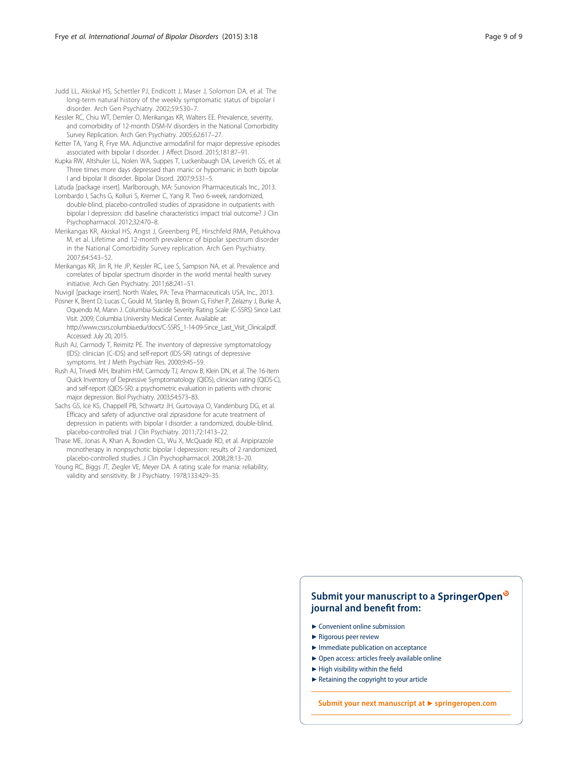Judd LL, Akiskal HS, Schettler PJ, Endicott J, Maser J, Solomon DA, et al. The long-term natural history of the weekly symptomatic status of bipolar I disorder. Arch Gen Psychiatry. 2002;59:530–7.

Kessler RC, Chiu WT, Demler O, Merikangas KR, Walters EE. Prevalence, severity, and comorbidity of 12-month DSM-IV disorders in the National Comorbidity Survey Replication. Arch Gen Psychiatry. 2005;62:617–27.

Ketter TA, Yang R, Frye MA. Adjunctive armodafinil for major depressive episodes associated with bipolar I disorder. J Affect Disord. 2015;181:87–91.

Kupka RW, Altshuler LL, Nolen WA, Suppes T, Luckenbaugh DA, Leverich GS, et al. Three times more days depressed than manic or hypomanic in both bipolar I and bipolar II disorder. Bipolar Disord. 2007;9:531–5.

Latuda [package insert]. Marlborough, MA: Sunovion Pharmaceuticals Inc., 2013.

Lombardo I, Sachs G, Kolluri S, Kremer C, Yang R. Two 6-week, randomized, double-blind, placebo-controlled studies of ziprasidone in outpatients with bipolar I depression: did baseline characteristics impact trial outcome? J Clin Psychopharmacol. 2012;32:470–8.

Merikangas KR, Akiskal HS, Angst J, Greenberg PE, Hirschfeld RMA, Petukhova M, et al. Lifetime and 12-month prevalence of bipolar spectrum disorder in the National Comorbidity Survey replication. Arch Gen Psychiatry. 2007;64:543–52.

Merikangas KR, Jin R, He JP, Kessler RC, Lee S, Sampson NA, et al. Prevalence and correlates of bipolar spectrum disorder in the world mental health survey initiative. Arch Gen Psychiatry. 2011;68:241–51.

Nuvigil [package insert]. North Wales, PA: Teva Pharmaceuticals USA, Inc., 2013.

Posner K, Brent D, Lucas C, Gould M, Stanley B, Brown G, Fisher P, Zelazny J, Burke A, Oquendo M, Mann J. Columbia-Suicide Severity Rating Scale (C-SSRS) Since Last Visit. 2009; Columbia University Medical Center. Available at: http://www.cssrs.columbia.edu/docs/C-SSRS_1-14-09-Since_Last_Visit_Clinical.pdf. Accessed: July 20, 2015.

Rush AJ, Carmody T, Reimitz PE. The inventory of depressive symptomatology (IDS): clinician (C-IDS) and self-report (IDS-SR) ratings of depressive symptoms. Int J Meth Psychiatr Res. 2000;9:45–59.

Rush AJ, Trivedi MH, Ibrahim HM, Carmody TJ, Arnow B, Klein DN, et al. The 16-Item Quick Inventory of Depressive Symptomatology (QIDS), clinician rating (QIDS-C), and self-report (QIDS-SR): a psychometric evaluation in patients with chronic major depression. Biol Psychiatry. 2003;54:573–83.

Sachs GS, Ice KS, Chappell PB, Schwartz JH, Gurtovaya O, Vandenburg DG, et al. Efficacy and safety of adjunctive oral ziprasidone for acute treatment of depression in patients with bipolar I disorder: a randomized, double-blind, placebo-controlled trial. J Clin Psychiatry. 2011;72:1413–22.

Thase ME, Jonas A, Khan A, Bowden CL, Wu X, McQuade RD, et al. Aripiprazole monotherapy in nonpsychotic bipolar I depression: results of 2 randomized, placebo-controlled studies. J Clin Psychopharmacol. 2008;28:13–20.

Young RC, Biggs JT, Ziegler VE, Meyer DA. A rating scale for mania: reliability, validity and sensitivity. Br J Psychiatry. 1978;133:429–35.

**Submit your manuscript to a SpringerOpen journal and benefit from:**

- ► Convenient online submission
- ► Rigorous peer review
- ► Immediate publication on acceptance
- ► Open access: articles freely available online
- ► High visibility within the field
- ► Retaining the copyright to your article

**Submit your next manuscript at ► springeropen.com**